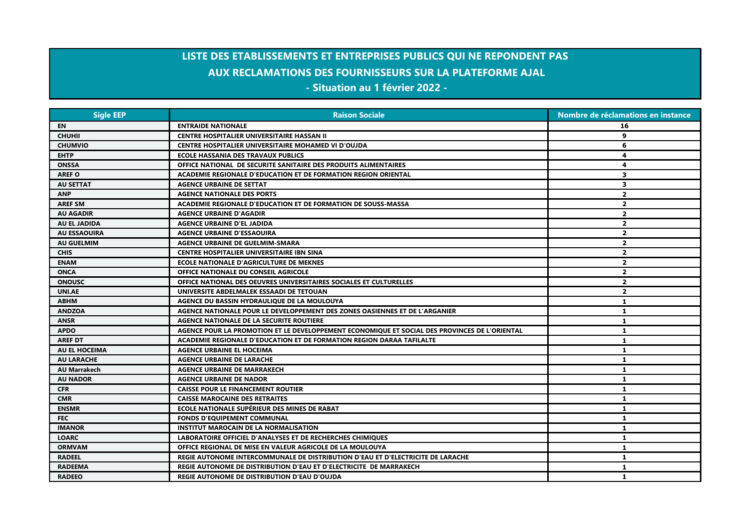# LISTE DES ETABLISSEMENTS ET ENTREPRISES PUBLICS QUI NE REPONDENT PAS AUX RECLAMATIONS DES FOURNISSEURS SUR LA PLATEFORME AJAL

## - Situation au 1 février 2022 -

| Sigle EEP | Raison Sociale | Nombre de réclamations en instance |
|---|---|---|
| EN | ENTRAIDE NATIONALE | 16 |
| CHUHII | CENTRE HOSPITALIER UNIVERSITAIRE HASSAN II | 9 |
| CHUMVIO | CENTRE HOSPITALIER UNIVERSITAIRE MOHAMED VI D'OUJDA | 6 |
| EHTP | ECOLE HASSANIA DES TRAVAUX PUBLICS | 4 |
| ONSSA | OFFICE NATIONAL DE SECURITE SANITAIRE DES PRODUITS ALIMENTAIRES | 4 |
| AREF O | ACADEMIE REGIONALE D'EDUCATION ET DE FORMATION REGION ORIENTAL | 3 |
| AU SETTAT | AGENCE URBAINE DE SETTAT | 3 |
| ANP | AGENCE NATIONALE DES PORTS | 2 |
| AREF SM | ACADEMIE REGIONALE D'EDUCATION ET DE FORMATION DE SOUSS-MASSA | 2 |
| AU AGADIR | AGENCE URBAINE D'AGADIR | 2 |
| AU EL JADIDA | AGENCE URBAINE D'EL JADIDA | 2 |
| AU ESSAOUIRA | AGENCE URBAINE D'ESSAOUIRA | 2 |
| AU GUELMIM | AGENCE URBAINE DE GUELMIM-SMARA | 2 |
| CHIS | CENTRE HOSPITALIER UNIVERSITAIRE IBN SINA | 2 |
| ENAM | ECOLE NATIONALE D'AGRICULTURE DE MEKNES | 2 |
| ONCA | OFFICE NATIONALE DU CONSEIL AGRICOLE | 2 |
| ONOUSC | OFFICE NATIONAL DES OEUVRES UNIVERSITAIRES SOCIALES ET CULTURELLES | 2 |
| UNI.AE | UNIVERSITE ABDELMALEK ESSAADI DE TETOUAN | 2 |
| ABHM | AGENCE DU BASSIN HYDRAULIQUE DE LA MOULOUYA | 1 |
| ANDZOA | AGENCE NATIONALE POUR LE DEVELOPPEMENT DES ZONES OASIENNES ET DE L'ARGANIER | 1 |
| ANSR | AGENCE NATIONALE DE LA SECURITE ROUTIERE | 1 |
| APDO | AGENCE POUR LA PROMOTION ET LE DEVELOPPEMENT ECONOMIQUE ET SOCIAL DES PROVINCES DE L'ORIENTAL | 1 |
| AREF DT | ACADEMIE REGIONALE D'EDUCATION ET DE FORMATION REGION DARAA TAFILALTE | 1 |
| AU EL HOCEIMA | AGENCE URBAINE EL HOCEIMA | 1 |
| AU LARACHE | AGENCE URBAINE DE LARACHE | 1 |
| AU Marrakech | AGENCE URBAINE DE MARRAKECH | 1 |
| AU NADOR | AGENCE URBAINE DE NADOR | 1 |
| CFR | CAISSE POUR LE FINANCEMENT ROUTIER | 1 |
| CMR | CAISSE MAROCAINE DES RETRAITES | 1 |
| ENSMR | ECOLE NATIONALE SUPÉRIEUR DES MINES DE RABAT | 1 |
| FEC | FONDS D'EQUIPEMENT COMMUNAL | 1 |
| IMANOR | INSTITUT MAROCAIN DE LA NORMALISATION | 1 |
| LOARC | LABORATOIRE OFFICIEL D'ANALYSES ET DE RECHERCHES CHIMIQUES | 1 |
| ORMVAM | OFFICE REGIONAL DE MISE EN VALEUR AGRICOLE DE LA MOULOUYA | 1 |
| RADEEL | REGIE AUTONOME INTERCOMMUNALE DE DISTRIBUTION D'EAU ET D'ELECTRICITE DE LARACHE | 1 |
| RADEEMA | REGIE AUTONOME DE DISTRIBUTION D'EAU ET D'ELECTRICITE DE MARRAKECH | 1 |
| RADEEO | REGIE AUTONOME DE DISTRIBUTION D'EAU D'OUJDA | 1 |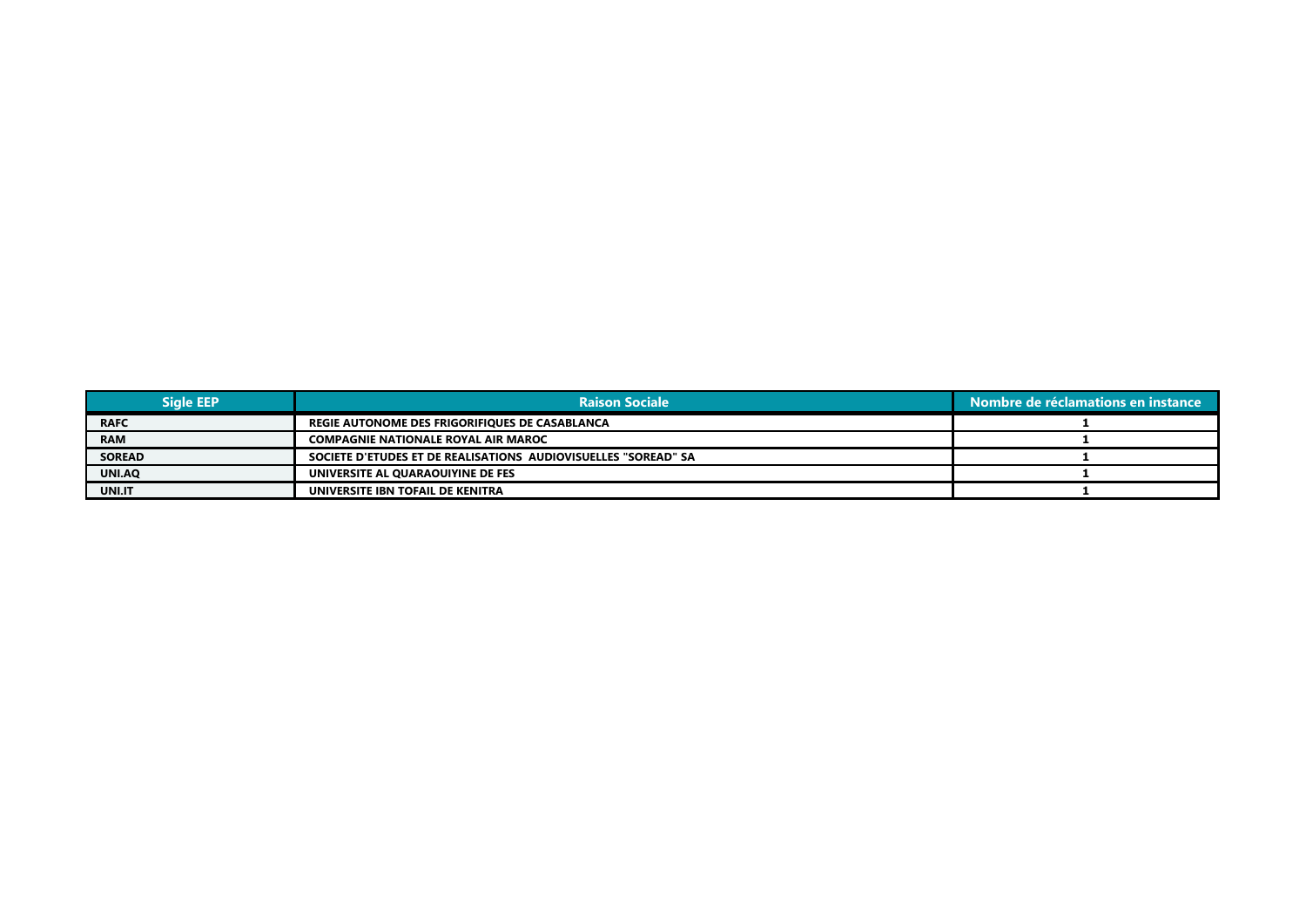| Sigle EEP | Raison Sociale | Nombre de réclamations en instance |
|---|---|---|
| RAFC | REGIE AUTONOME DES FRIGORIFIQUES DE CASABLANCA | 1 |
| RAM | COMPAGNIE NATIONALE ROYAL AIR MAROC | 1 |
| SOREAD | SOCIETE D'ETUDES ET DE REALISATIONS AUDIOVISUELLES "SOREAD" SA | 1 |
| UNI.AQ | UNIVERSITE AL QUARAOUIYINE DE FES | 1 |
| UNI.IT | UNIVERSITE IBN TOFAIL DE KENITRA | 1 |